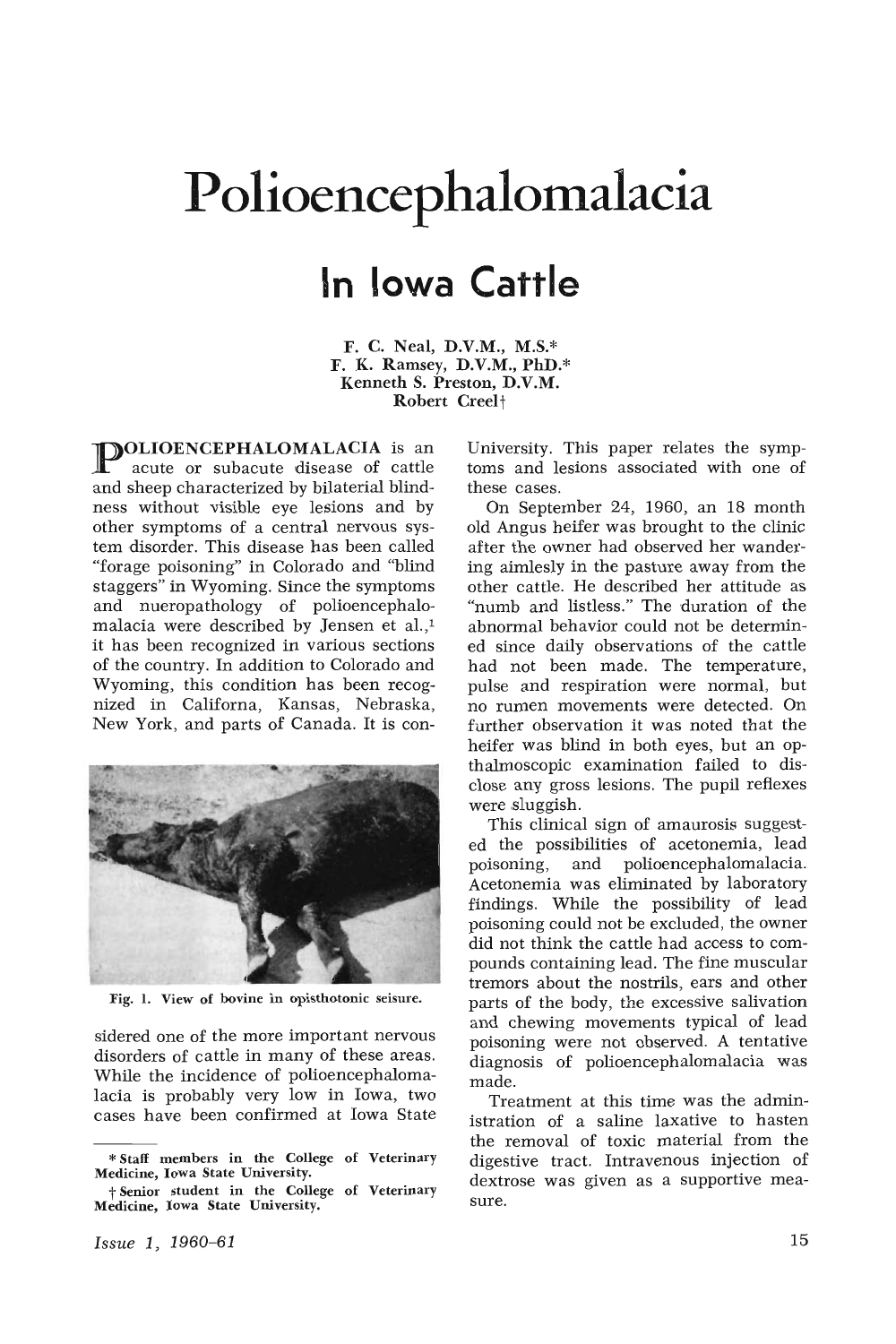# Polioencephalomalacia

## In Iowa Cattle

F. C. Neal, D.V.M., M.S.*
F. K. Ramsey, D.V.M., PhD.*
Kenneth S. Preston, D.V.M.
Robert Creel†

POLIOENCEPHALOMALACIA is an acute or subacute disease of cattle and sheep characterized by bilaterial blindness without visible eye lesions and by other symptoms of a central nervous system disorder. This disease has been called "forage poisoning" in Colorado and "blind staggers" in Wyoming. Since the symptoms and nueropathology of polioencephalomalacia were described by Jensen et al.,[1] it has been recognized in various sections of the country. In addition to Colorado and Wyoming, this condition has been recognized in Californa, Kansas, Nebraska, New York, and parts of Canada. It is considered one of the more important nervous disorders of cattle in many of these areas. While the incidence of polioencephalomalacia is probably very low in Iowa, two cases have been confirmed at Iowa State University. This paper relates the symptoms and lesions associated with one of these cases.

Fig. 1. View of bovine in opisthotonic seisure.

On September 24, 1960, an 18 month old Angus heifer was brought to the clinic after the owner had observed her wandering aimlesly in the pasture away from the other cattle. He described her attitude as "numb and listless." The duration of the abnormal behavior could not be determined since daily observations of the cattle had not been made. The temperature, pulse and respiration were normal, but no rumen movements were detected. On further observation it was noted that the heifer was blind in both eyes, but an opthalmoscopic examination failed to disclose any gross lesions. The pupil reflexes were sluggish.

This clinical sign of amaurosis suggested the possibilities of acetonemia, lead poisoning, and polioencephalomalacia. Acetonemia was eliminated by laboratory findings. While the possibility of lead poisoning could not be excluded, the owner did not think the cattle had access to compounds containing lead. The fine muscular tremors about the nostrils, ears and other parts of the body, the excessive salivation and chewing movements typical of lead poisoning were not observed. A tentative diagnosis of polioencephalomalacia was made.

Treatment at this time was the administration of a saline laxative to hasten the removal of toxic material from the digestive tract. Intravenous injection of dextrose was given as a supportive measure.

\* Staff members in the College of Veterinary Medicine, Iowa State University.

† Senior student in the College of Veterinary Medicine, Iowa State University.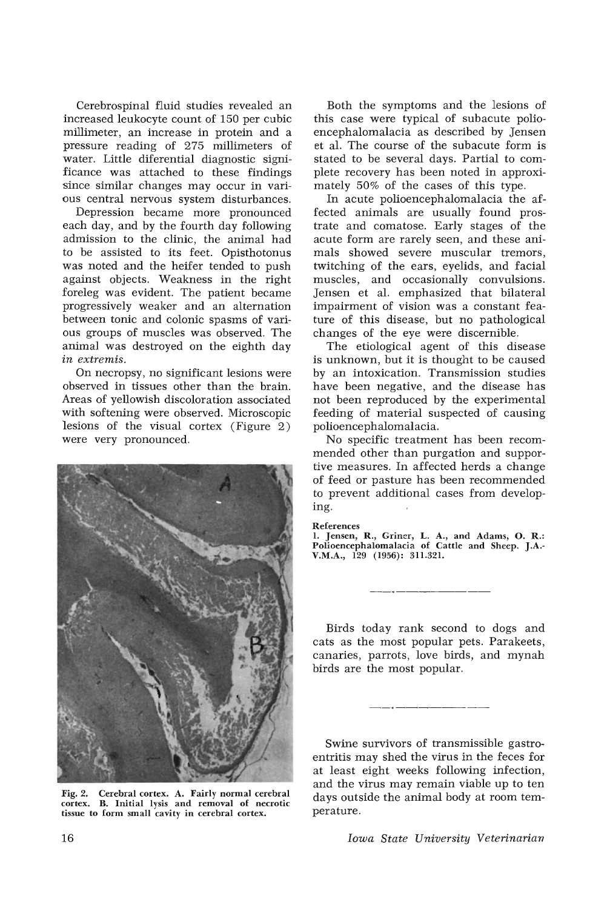Cerebrospinal fluid studies revealed an increased leukocyte count of 150 per cubic millimeter, an increase in protein and a pressure reading of 275 millimeters of water. Little diferential diagnostic significance was attached to these findings since similar changes may occur in various central nervous system disturbances.

Depression became more pronounced each day, and by the fourth day following admission to the clinic, the animal had to be assisted to its feet. Opisthotonus was noted and the heifer tended to push against objects. Weakness in the right foreleg was evident. The patient became progressively weaker and an alternation between tonic and colonic spasms of various groups of muscles was observed. The animal was destroyed on the eighth day *in extremis.*

On necropsy, no significant lesions were observed in tissues other than the brain. Areas of yellowish discoloration associated with softening were observed. Microscopic lesions of the visual cortex (Figure 2) were very pronounced.

Fig. 2. Cerebral cortex. A. Fairly normal cerebral cortex. B. Initial lysis and removal of necrotic tissue to form small cavity in cerebral cortex.

Both the symptoms and the lesions of this case were typical of subacute polioencephalomalacia as described by Jensen et al. The course of the subacute form is stated to be several days. Partial to complete recovery has been noted in approximately 50% of the cases of this type.

In acute polioencephalomalacia the affected animals are usually found prostrate and comatose. Early stages of the acute form are rarely seen, and these animals showed severe muscular tremors, twitching of the ears, eyelids, and facial muscles, and occasionally convulsions. Jensen et al. emphasized that bilateral impairment of vision was a constant feature of this disease, but no pathological changes of the eye were discernible.

The etiological agent of this disease is unknown, but it is thought to be caused by an intoxication. Transmission studies have been negative, and the disease has not been reproduced by the experimental feeding of material suspected of causing polioencephalomalacia.

No specific treatment has been recommended other than purgation and supportive measures. In affected herds a change of feed or pasture has been recommended to prevent additional cases from developing.

**References**

1. Jensen, R., Griner, L. A., and Adams, O. R.: Polioencephalomalacia of Cattle and Sheep. J.A.V.M.A., 129 (1956): 311-321.

---

Birds today rank second to dogs and cats as the most popular pets. Parakeets, canaries, parrots, love birds, and mynah birds are the most popular.

---

Swine survivors of transmissible gastroentritis may shed the virus in the feces for at least eight weeks following infection, and the virus may remain viable up to ten days outside the animal body at room temperature.